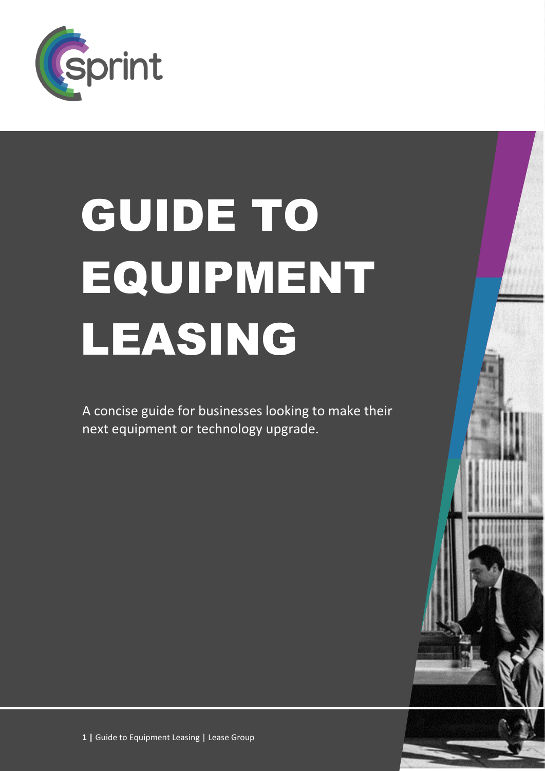sprint

# GUIDE TO EQUIPMENT LEASING

A concise guide for businesses looking to make their next equipment or technology upgrade.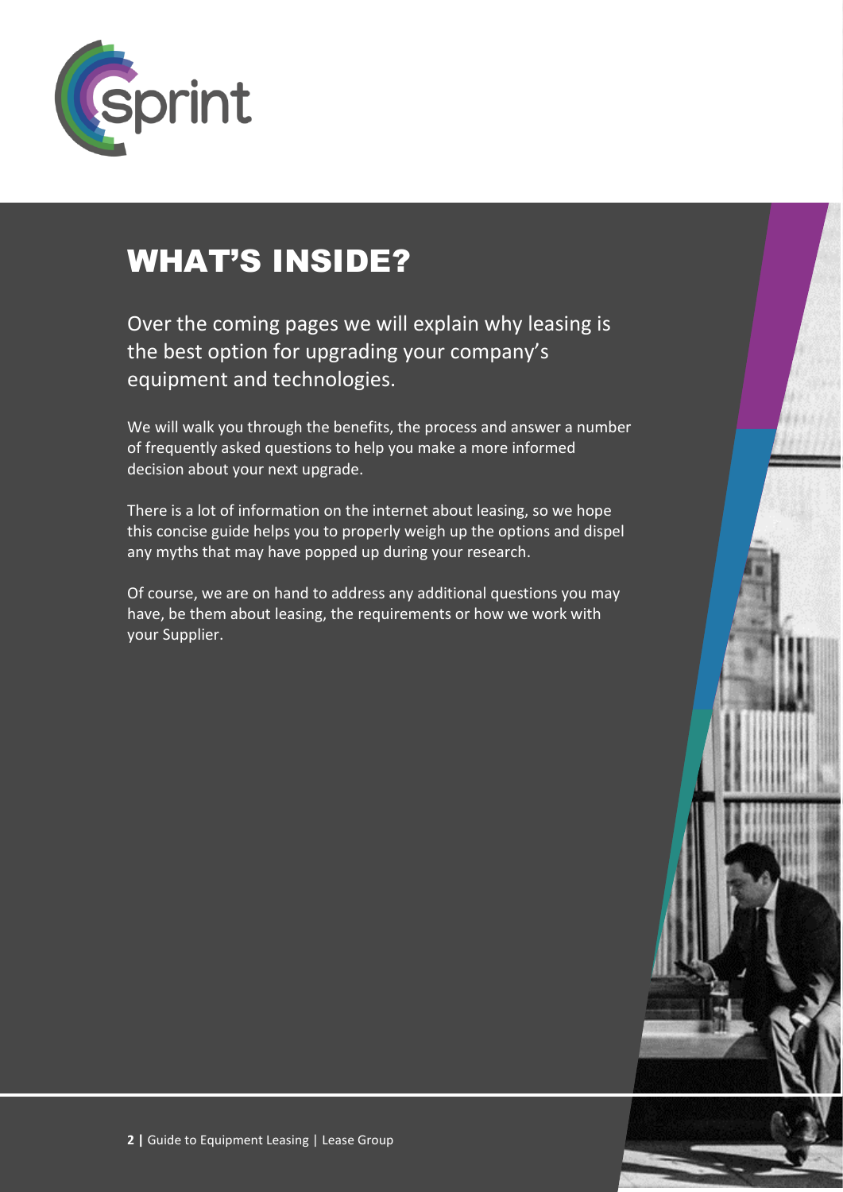# WHAT'S INSIDE?

Over the coming pages we will explain why leasing is the best option for upgrading your company's equipment and technologies.

We will walk you through the benefits, the process and answer a number of frequently asked questions to help you make a more informed decision about your next upgrade.

There is a lot of information on the internet about leasing, so we hope this concise guide helps you to properly weigh up the options and dispel any myths that may have popped up during your research.

Of course, we are on hand to address any additional questions you may have, be them about leasing, the requirements or how we work with your Supplier.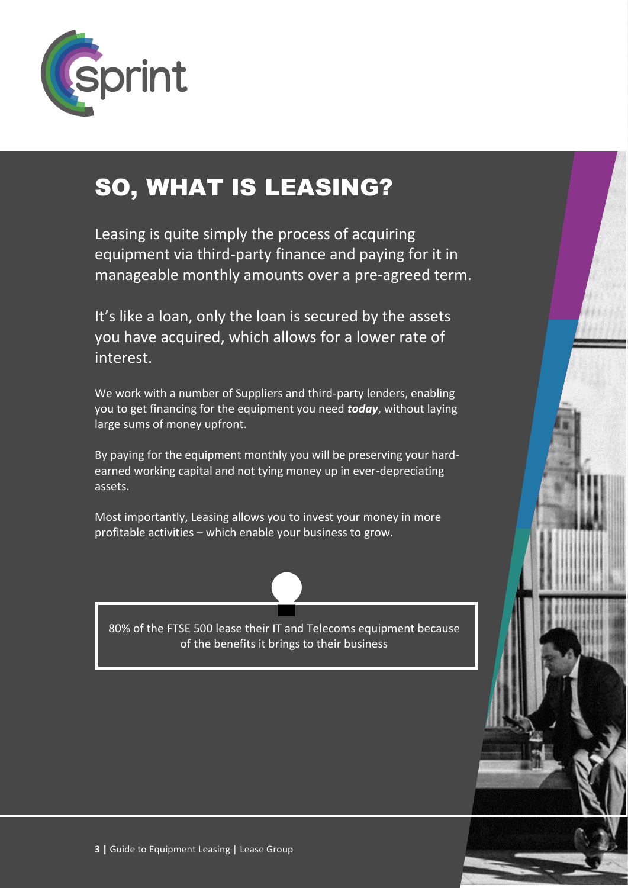# SO, WHAT IS LEASING?

Leasing is quite simply the process of acquiring equipment via third-party finance and paying for it in manageable monthly amounts over a pre-agreed term.

It's like a loan, only the loan is secured by the assets you have acquired, which allows for a lower rate of interest.

We work with a number of Suppliers and third-party lenders, enabling you to get financing for the equipment you need ***today***, without laying large sums of money upfront.

By paying for the equipment monthly you will be preserving your hard-earned working capital and not tying money up in ever-depreciating assets.

Most importantly, Leasing allows you to invest your money in more profitable activities – which enable your business to grow.

> 80% of the FTSE 500 lease their IT and Telecoms equipment because of the benefits it brings to their business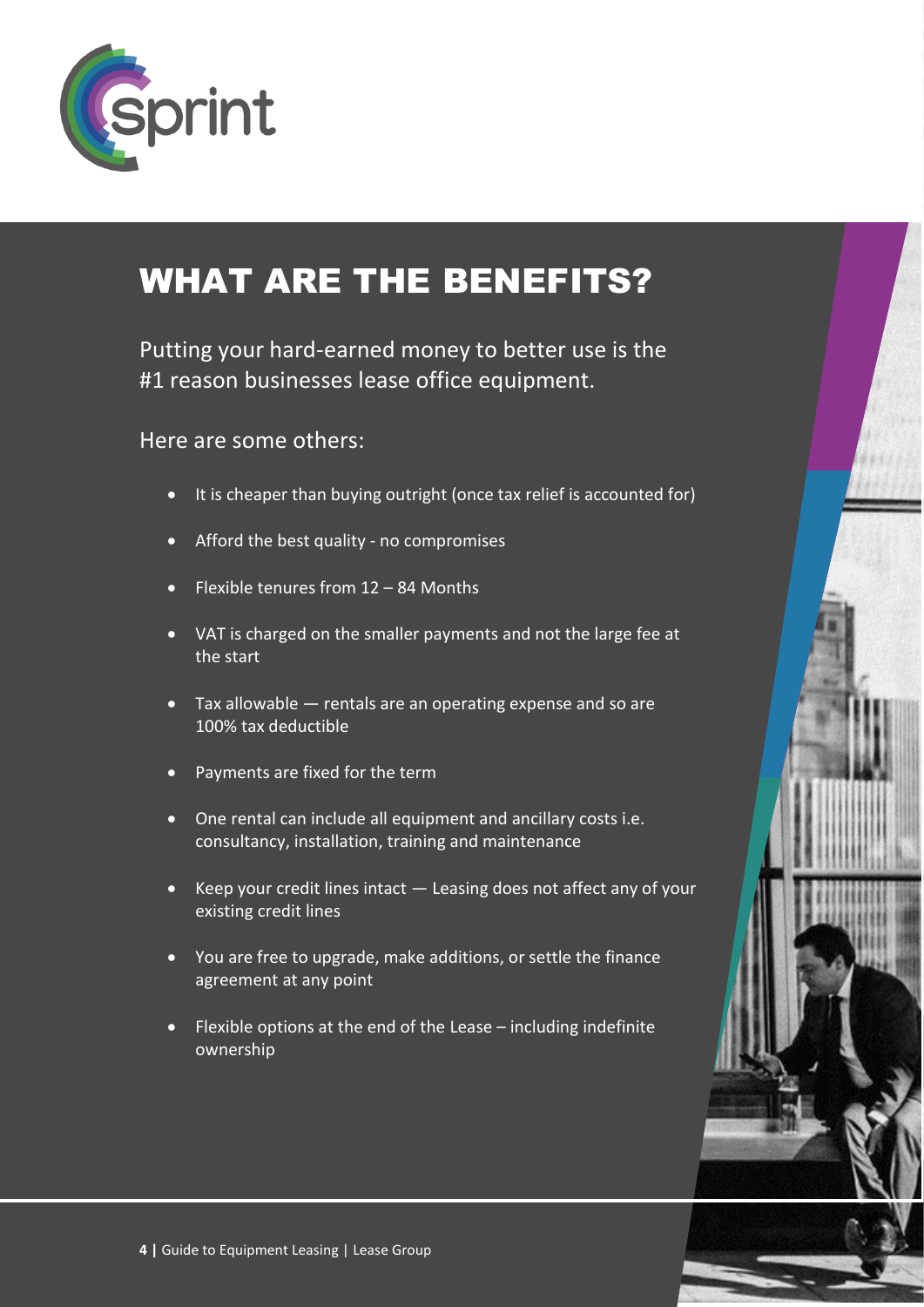# WHAT ARE THE BENEFITS?

Putting your hard-earned money to better use is the #1 reason businesses lease office equipment.

Here are some others:

- It is cheaper than buying outright (once tax relief is accounted for)
- Afford the best quality - no compromises
- Flexible tenures from 12 – 84 Months
- VAT is charged on the smaller payments and not the large fee at the start
- Tax allowable — rentals are an operating expense and so are 100% tax deductible
- Payments are fixed for the term
- One rental can include all equipment and ancillary costs i.e. consultancy, installation, training and maintenance
- Keep your credit lines intact — Leasing does not affect any of your existing credit lines
- You are free to upgrade, make additions, or settle the finance agreement at any point
- Flexible options at the end of the Lease – including indefinite ownership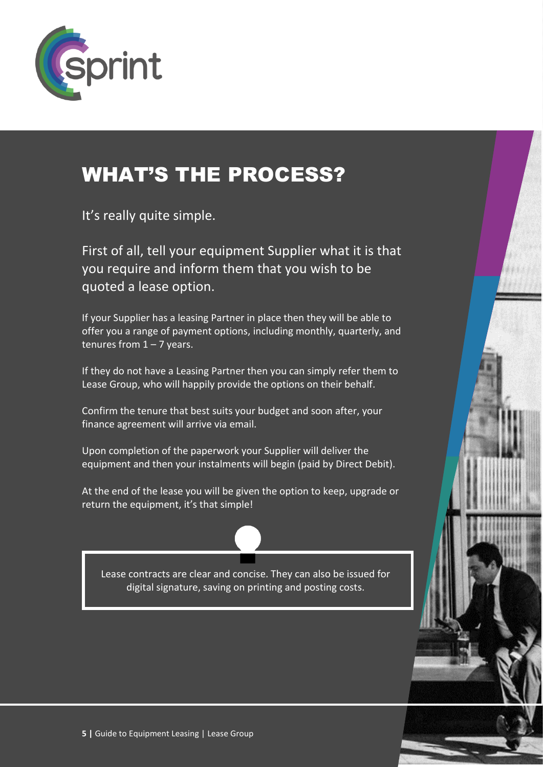# WHAT'S THE PROCESS?

It's really quite simple.

First of all, tell your equipment Supplier what it is that you require and inform them that you wish to be quoted a lease option.

If your Supplier has a leasing Partner in place then they will be able to offer you a range of payment options, including monthly, quarterly, and tenures from 1 – 7 years.

If they do not have a Leasing Partner then you can simply refer them to Lease Group, who will happily provide the options on their behalf.

Confirm the tenure that best suits your budget and soon after, your finance agreement will arrive via email.

Upon completion of the paperwork your Supplier will deliver the equipment and then your instalments will begin (paid by Direct Debit).

At the end of the lease you will be given the option to keep, upgrade or return the equipment, it's that simple!

> Lease contracts are clear and concise. They can also be issued for digital signature, saving on printing and posting costs.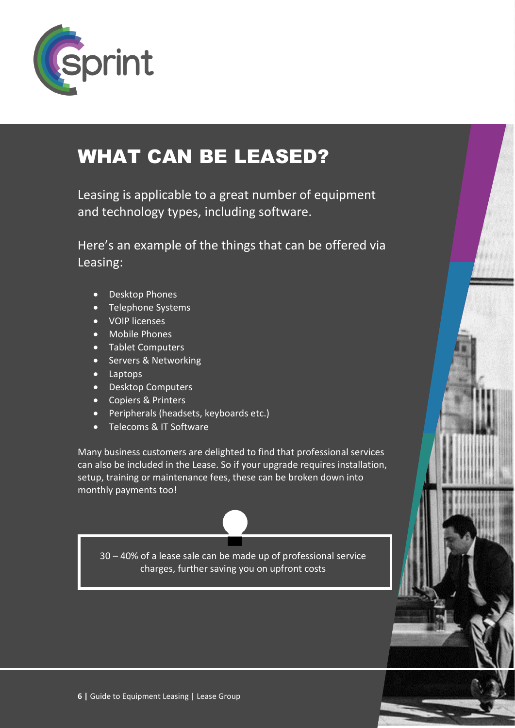# WHAT CAN BE LEASED?

Leasing is applicable to a great number of equipment and technology types, including software.

Here's an example of the things that can be offered via Leasing:

- Desktop Phones
- Telephone Systems
- VOIP licenses
- Mobile Phones
- Tablet Computers
- Servers & Networking
- Laptops
- Desktop Computers
- Copiers & Printers
- Peripherals (headsets, keyboards etc.)
- Telecoms & IT Software

Many business customers are delighted to find that professional services can also be included in the Lease. So if your upgrade requires installation, setup, training or maintenance fees, these can be broken down into monthly payments too!

> 30 – 40% of a lease sale can be made up of professional service charges, further saving you on upfront costs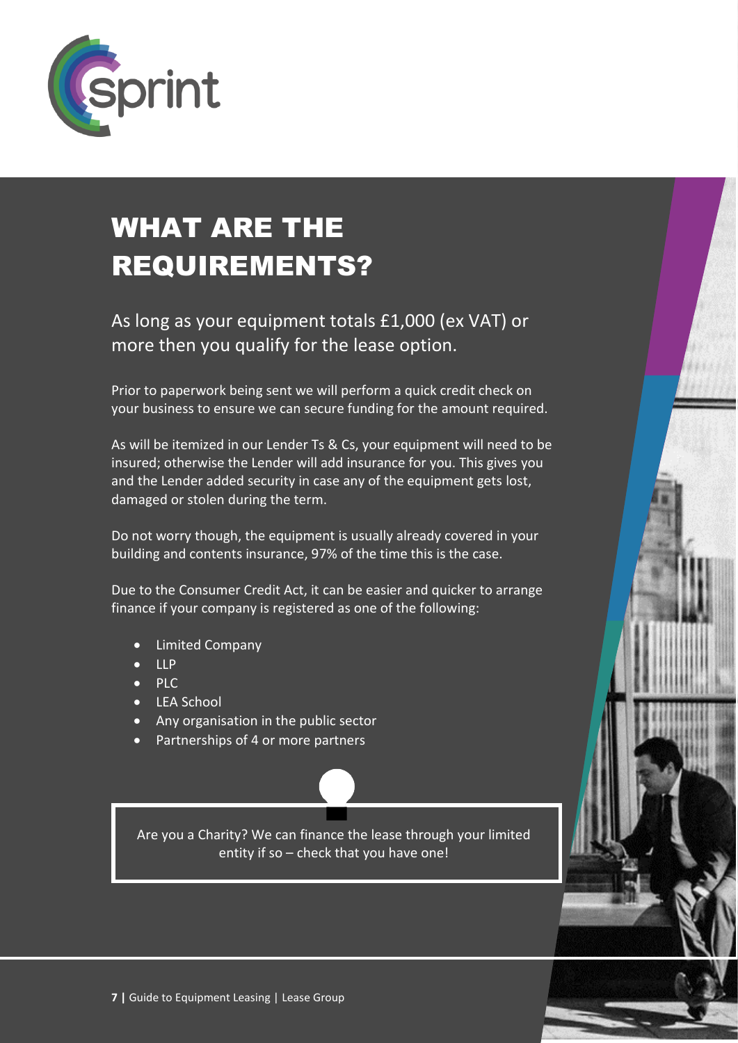# WHAT ARE THE REQUIREMENTS?

As long as your equipment totals £1,000 (ex VAT) or more then you qualify for the lease option.

Prior to paperwork being sent we will perform a quick credit check on your business to ensure we can secure funding for the amount required.

As will be itemized in our Lender Ts & Cs, your equipment will need to be insured; otherwise the Lender will add insurance for you. This gives you and the Lender added security in case any of the equipment gets lost, damaged or stolen during the term.

Do not worry though, the equipment is usually already covered in your building and contents insurance, 97% of the time this is the case.

Due to the Consumer Credit Act, it can be easier and quicker to arrange finance if your company is registered as one of the following:

- Limited Company
- LLP
- PLC
- LEA School
- Any organisation in the public sector
- Partnerships of 4 or more partners

Are you a Charity? We can finance the lease through your limited entity if so – check that you have one!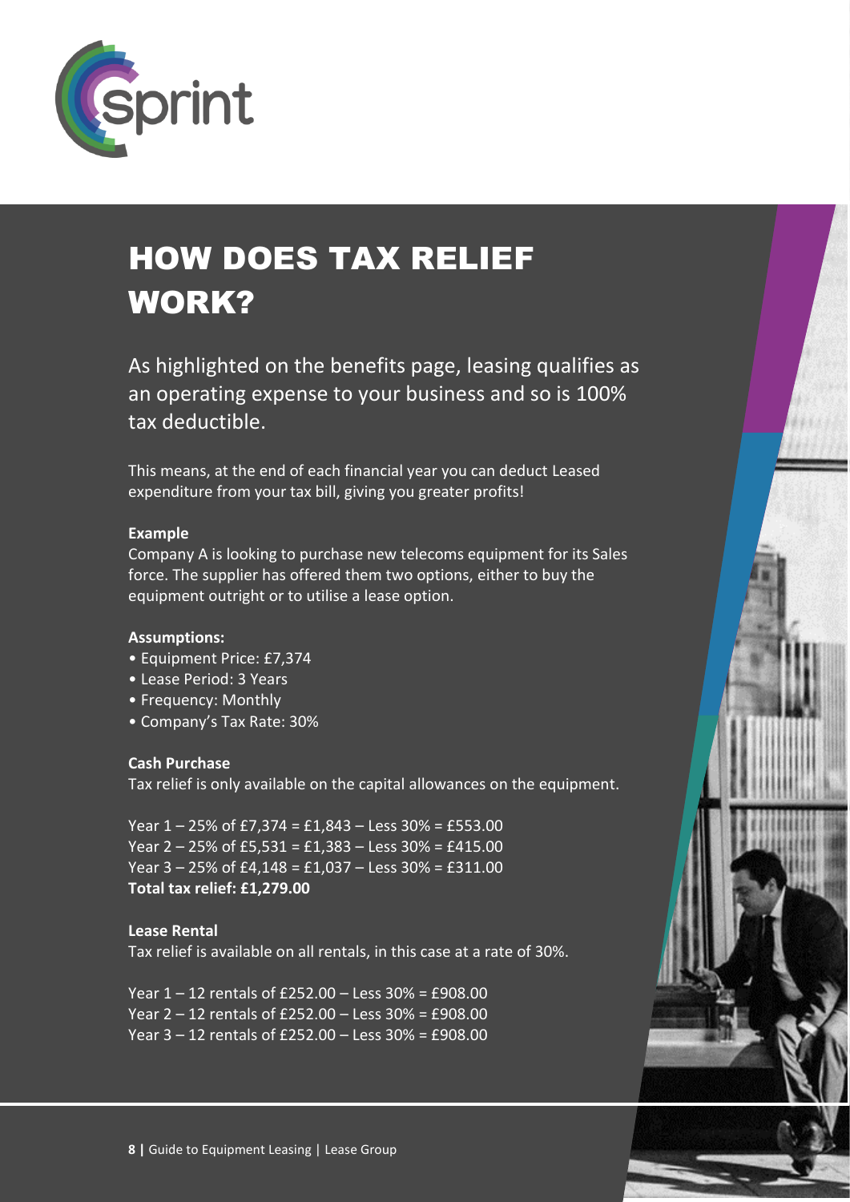# HOW DOES TAX RELIEF WORK?

As highlighted on the benefits page, leasing qualifies as an operating expense to your business and so is 100% tax deductible.

This means, at the end of each financial year you can deduct Leased expenditure from your tax bill, giving you greater profits!

**Example**

Company A is looking to purchase new telecoms equipment for its Sales force. The supplier has offered them two options, either to buy the equipment outright or to utilise a lease option.

**Assumptions:**

- Equipment Price: £7,374
- Lease Period: 3 Years
- Frequency: Monthly
- Company's Tax Rate: 30%

**Cash Purchase**

Tax relief is only available on the capital allowances on the equipment.

Year 1 – 25% of £7,374 = £1,843 – Less 30% = £553.00
Year 2 – 25% of £5,531 = £1,383 – Less 30% = £415.00
Year 3 – 25% of £4,148 = £1,037 – Less 30% = £311.00
**Total tax relief: £1,279.00**

**Lease Rental**

Tax relief is available on all rentals, in this case at a rate of 30%.

Year 1 – 12 rentals of £252.00 – Less 30% = £908.00
Year 2 – 12 rentals of £252.00 – Less 30% = £908.00
Year 3 – 12 rentals of £252.00 – Less 30% = £908.00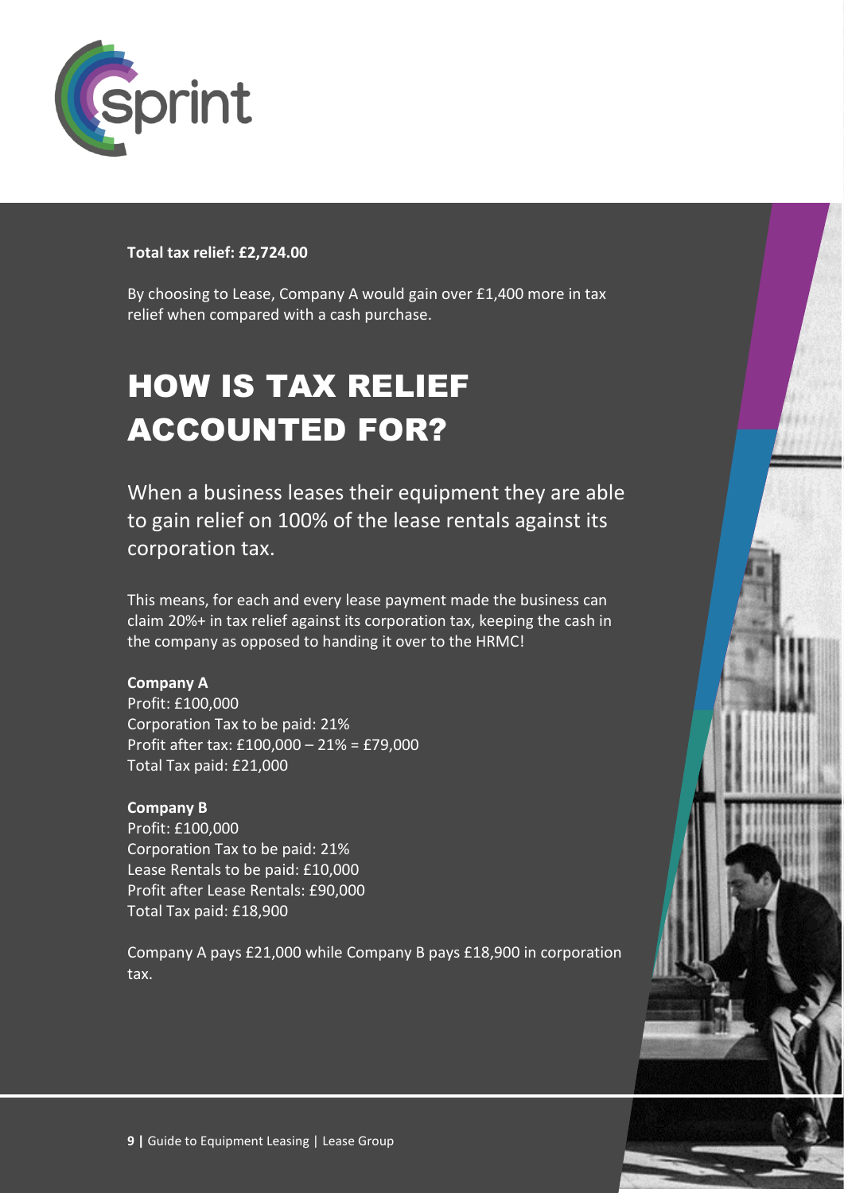**Total tax relief: £2,724.00**

By choosing to Lease, Company A would gain over £1,400 more in tax relief when compared with a cash purchase.

# HOW IS TAX RELIEF ACCOUNTED FOR?

When a business leases their equipment they are able to gain relief on 100% of the lease rentals against its corporation tax.

This means, for each and every lease payment made the business can claim 20%+ in tax relief against its corporation tax, keeping the cash in the company as opposed to handing it over to the HRMC!

**Company A**
Profit: £100,000
Corporation Tax to be paid: 21%
Profit after tax: £100,000 – 21% = £79,000
Total Tax paid: £21,000

**Company B**
Profit: £100,000
Corporation Tax to be paid: 21%
Lease Rentals to be paid: £10,000
Profit after Lease Rentals: £90,000
Total Tax paid: £18,900

Company A pays £21,000 while Company B pays £18,900 in corporation tax.